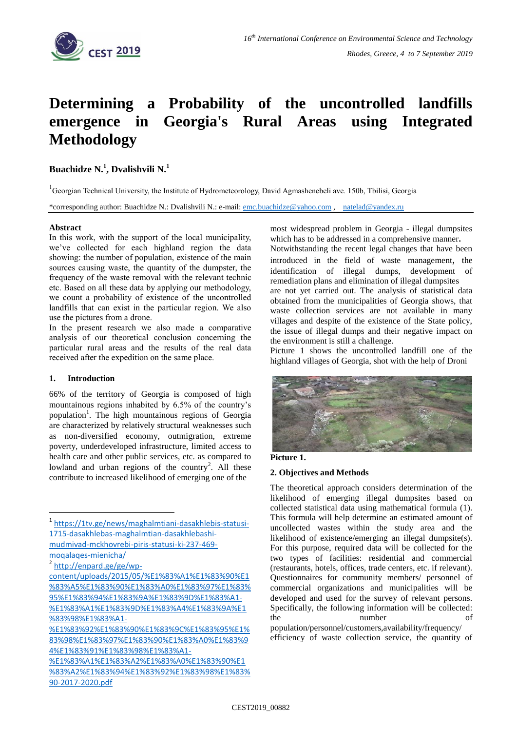# Determining a Probability of the uncontrolled landfills emergence in Georgia's Rural Areas using Integrated Methodology

**Buachidze N.[1], Dvalishvili N.[1]**

[1]Georgian Technical University, the Institute of Hydrometeorology, David Agmashenebeli ave. 150b, Tbilisi, Georgia

*corresponding author: Buachidze N.: Dvalishvili N.: e-mail: emc.buachidze@yahoo.com , natelad@yandex.ru

**Abstract**

In this work, with the support of the local municipality, we've collected for each highland region the data showing: the number of population, existence of the main sources causing waste, the quantity of the dumpster, the frequency of the waste removal with the relevant technic etc. Based on all these data by applying our methodology, we count a probability of existence of the uncontrolled landfills that can exist in the particular region. We also use the pictures from a drone.

In the present research we also made a comparative analysis of our theoretical conclusion concerning the particular rural areas and the results of the real data received after the expedition on the same place.

## 1. Introduction

66% of the territory of Georgia is composed of high mountainous regions inhabited by 6.5% of the country's population[1]. The high mountainous regions of Georgia are characterized by relatively structural weaknesses such as non-diversified economy, outmigration, extreme poverty, underdeveloped infrastructure, limited access to health care and other public services, etc. as compared to lowland and urban regions of the country[2]. All these contribute to increased likelihood of emerging one of the most widespread problem in Georgia - illegal dumpsites which has to be addressed in a comprehensive manner**.**

Notwithstanding the recent legal changes that have been introduced in the field of waste management**,** the identification of illegal dumps, development of remediation plans and elimination of illegal dumpsites are not yet carried out. The analysis of statistical data obtained from the municipalities of Georgia shows, that waste collection services are not available in many villages and despite of the existence of the State policy, the issue of illegal dumps and their negative impact on the environment is still a challenge.

Picture 1 shows the uncontrolled landfill one of the highland villages of Georgia, shot with the help of Droni

**Picture 1.**

## 2. Objectives and Methods

The theoretical approach considers determination of the likelihood of emerging illegal dumpsites based on collected statistical data using mathematical formula (1). This formula will help determine an estimated amount of uncollected wastes within the study area and the likelihood of existence/emerging an illegal dumpsite(s). For this purpose, required data will be collected for the two types of facilities: residential and commercial (restaurants, hotels, offices, trade centers, etc. if relevant). Questionnaires for community members/ personnel of commercial organizations and municipalities will be developed and used for the survey of relevant persons. Specifically, the following information will be collected: the number of population/personnel/customers,availability/frequency/ efficiency of waste collection service, the quantity of

---

[1] https://1tv.ge/news/maghalmtiani-dasakhlebis-statusi-1715-dasakhlebas-maghalmtian-dasakhlebashi-mudmivad-mckhovrebi-piris-statusi-ki-237-469-moqalaqes-mienicha/

[2] http://enpard.ge/ge/wp-content/uploads/2015/05/%E1%83%A1%E1%83%90%E1%83%A5%E1%83%90%E1%83%A0%E1%83%97%E1%83%95%E1%83%94%E1%83%9A%E1%83%9D%E1%83%A1-%E1%83%A1%E1%83%9D%E1%83%A4%E1%83%9A%E1%83%98%E1%83%A1-%E1%83%92%E1%83%90%E1%83%9C%E1%83%95%E1%83%98%E1%83%97%E1%83%90%E1%83%A0%E1%83%94%E1%83%91%E1%83%98%E1%83%A1-%E1%83%A1%E1%83%A2%E1%83%A0%E1%83%90%E1%83%A2%E1%83%94%E1%83%92%E1%83%98%E1%83%90-2017-2020.pdf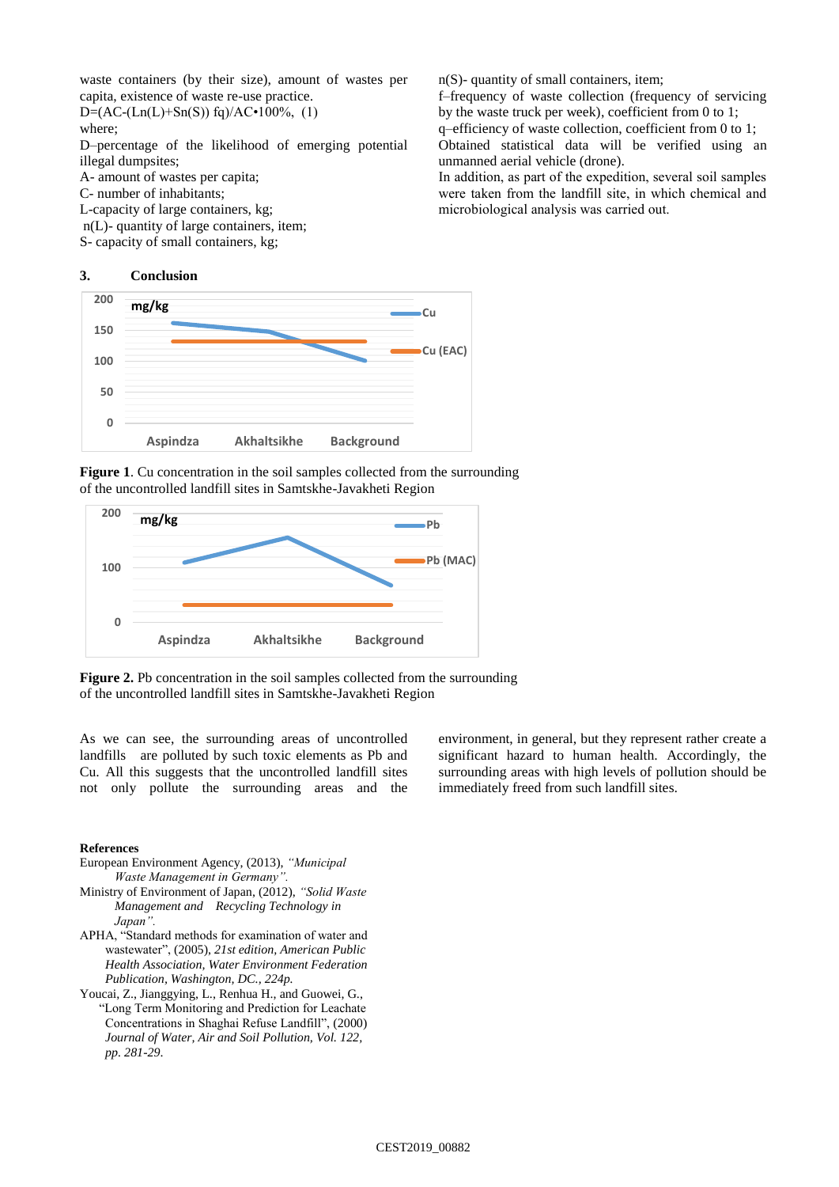waste containers (by their size), amount of wastes per capita, existence of waste re-use practice.

$$D=(AC-(Ln(L)+Sn(S))\ fq)/AC \bullet 100\%, \quad (1)$$

where;

D–percentage of the likelihood of emerging potential illegal dumpsites;

A- amount of wastes per capita;

C- number of inhabitants;

L-capacity of large containers, kg;

n(L)- quantity of large containers, item;

S- capacity of small containers, kg;

n(S)- quantity of small containers, item;

f–frequency of waste collection (frequency of servicing by the waste truck per week), coefficient from 0 to 1;

q–efficiency of waste collection, coefficient from 0 to 1;

Obtained statistical data will be verified using an unmanned aerial vehicle (drone).

In addition, as part of the expedition, several soil samples were taken from the landfill site, in which chemical and microbiological analysis was carried out.

## 3. Conclusion

mg/kg
200
150
100
50
0
Cu
Cu (EAC)
Aspindza
Akhaltsikhe
Background

**Figure 1**. Cu concentration in the soil samples collected from the surrounding of the uncontrolled landfill sites in Samtskhe-Javakheti Region

mg/kg
200
100
0
Pb
Pb (MAC)
Aspindza
Akhaltsikhe
Background

**Figure 2.** Pb concentration in the soil samples collected from the surrounding of the uncontrolled landfill sites in Samtskhe-Javakheti Region

As we can see, the surrounding areas of uncontrolled landfills are polluted by such toxic elements as Pb and Cu. All this suggests that the uncontrolled landfill sites not only pollute the surrounding areas and the environment, in general, but they represent rather create a significant hazard to human health. Accordingly, the surrounding areas with high levels of pollution should be immediately freed from such landfill sites.

### References

European Environment Agency, (2013), *"Municipal Waste Management in Germany"*.

Ministry of Environment of Japan, (2012), *"Solid Waste Management and Recycling Technology in Japan"*.

APHA, "Standard methods for examination of water and wastewater", (2005), *21st edition, American Public Health Association, Water Environment Federation Publication, Washington, DC., 224p.*

Youcai, Z., Jianggying, L., Renhua H., and Guowei, G., "Long Term Monitoring and Prediction for Leachate Concentrations in Shaghai Refuse Landfill", (2000) *Journal of Water, Air and Soil Pollution, Vol. 122, pp. 281-29.*